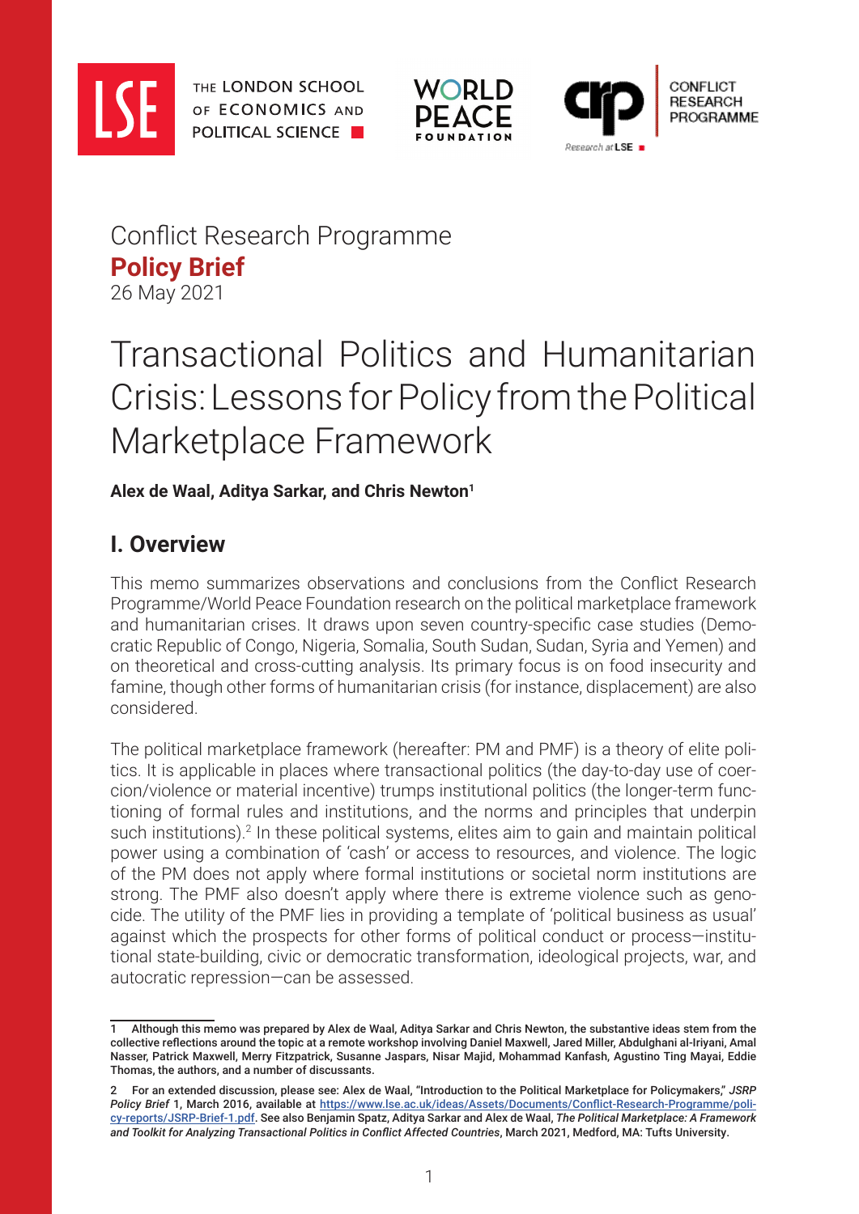Conflict Research Programme
**Policy Brief**
26 May 2021

# Transactional Politics and Humanitarian Crisis: Lessons for Policy from the Political Marketplace Framework

**Alex de Waal, Aditya Sarkar, and Chris Newton[1]**

## I. Overview

This memo summarizes observations and conclusions from the Conflict Research Programme/World Peace Foundation research on the political marketplace framework and humanitarian crises. It draws upon seven country-specific case studies (Democratic Republic of Congo, Nigeria, Somalia, South Sudan, Sudan, Syria and Yemen) and on theoretical and cross-cutting analysis. Its primary focus is on food insecurity and famine, though other forms of humanitarian crisis (for instance, displacement) are also considered.

The political marketplace framework (hereafter: PM and PMF) is a theory of elite politics. It is applicable in places where transactional politics (the day-to-day use of coercion/violence or material incentive) trumps institutional politics (the longer-term functioning of formal rules and institutions, and the norms and principles that underpin such institutions).[2] In these political systems, elites aim to gain and maintain political power using a combination of 'cash' or access to resources, and violence. The logic of the PM does not apply where formal institutions or societal norm institutions are strong. The PMF also doesn't apply where there is extreme violence such as genocide. The utility of the PMF lies in providing a template of 'political business as usual' against which the prospects for other forms of political conduct or process—institutional state-building, civic or democratic transformation, ideological projects, war, and autocratic repression—can be assessed.

---

1 Although this memo was prepared by Alex de Waal, Aditya Sarkar and Chris Newton, the substantive ideas stem from the collective reflections around the topic at a remote workshop involving Daniel Maxwell, Jared Miller, Abdulghani al-Iriyani, Amal Nasser, Patrick Maxwell, Merry Fitzpatrick, Susanne Jaspars, Nisar Majid, Mohammad Kanfash, Agustino Ting Mayai, Eddie Thomas, the authors, and a number of discussants.

2 For an extended discussion, please see: Alex de Waal, "Introduction to the Political Marketplace for Policymakers," *JSRP Policy Brief* 1, March 2016, available at https://www.lse.ac.uk/ideas/Assets/Documents/Conflict-Research-Programme/policy-reports/JSRP-Brief-1.pdf. See also Benjamin Spatz, Aditya Sarkar and Alex de Waal, *The Political Marketplace: A Framework and Toolkit for Analyzing Transactional Politics in Conflict Affected Countries*, March 2021, Medford, MA: Tufts University.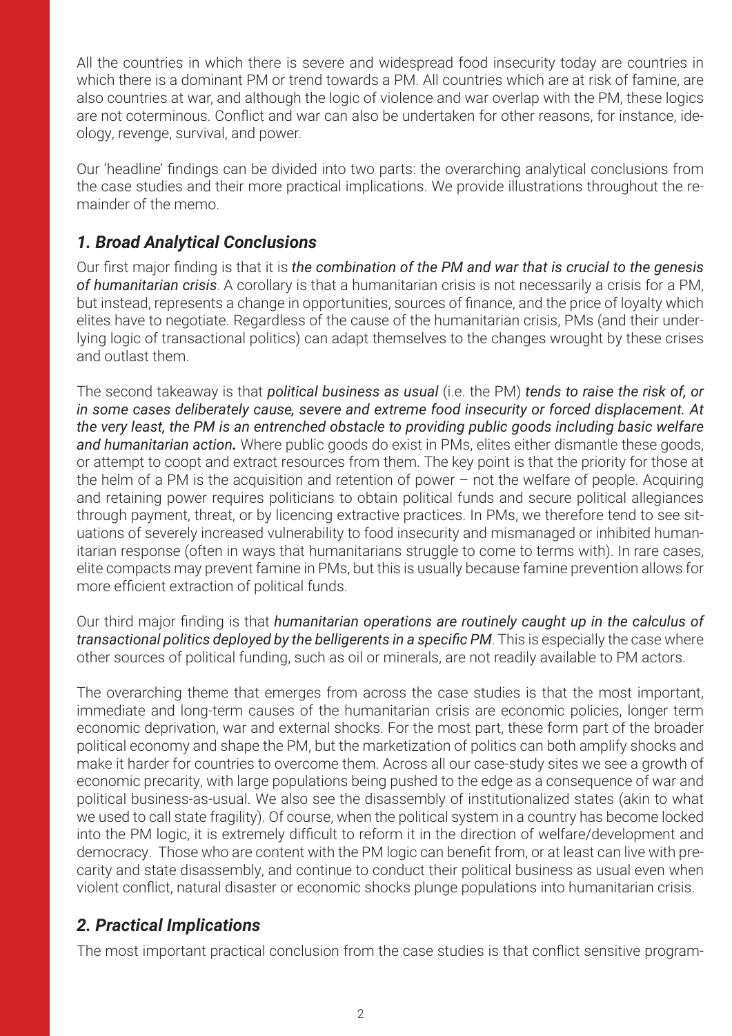All the countries in which there is severe and widespread food insecurity today are countries in which there is a dominant PM or trend towards a PM. All countries which are at risk of famine, are also countries at war, and although the logic of violence and war overlap with the PM, these logics are not coterminous. Conflict and war can also be undertaken for other reasons, for instance, ideology, revenge, survival, and power.

Our 'headline' findings can be divided into two parts: the overarching analytical conclusions from the case studies and their more practical implications. We provide illustrations throughout the remainder of the memo.

## *1. Broad Analytical Conclusions*

Our first major finding is that it is *the combination of the PM and war that is crucial to the genesis of humanitarian crisis*. A corollary is that a humanitarian crisis is not necessarily a crisis for a PM, but instead, represents a change in opportunities, sources of finance, and the price of loyalty which elites have to negotiate. Regardless of the cause of the humanitarian crisis, PMs (and their underlying logic of transactional politics) can adapt themselves to the changes wrought by these crises and outlast them.

The second takeaway is that *political business as usual* (i.e. the PM) *tends to raise the risk of, or in some cases deliberately cause, severe and extreme food insecurity or forced displacement. At the very least, the PM is an entrenched obstacle to providing public goods including basic welfare and humanitarian action***.** Where public goods do exist in PMs, elites either dismantle these goods, or attempt to coopt and extract resources from them. The key point is that the priority for those at the helm of a PM is the acquisition and retention of power – not the welfare of people. Acquiring and retaining power requires politicians to obtain political funds and secure political allegiances through payment, threat, or by licencing extractive practices. In PMs, we therefore tend to see situations of severely increased vulnerability to food insecurity and mismanaged or inhibited humanitarian response (often in ways that humanitarians struggle to come to terms with). In rare cases, elite compacts may prevent famine in PMs, but this is usually because famine prevention allows for more efficient extraction of political funds.

Our third major finding is that *humanitarian operations are routinely caught up in the calculus of transactional politics deployed by the belligerents in a specific PM*. This is especially the case where other sources of political funding, such as oil or minerals, are not readily available to PM actors.

The overarching theme that emerges from across the case studies is that the most important, immediate and long-term causes of the humanitarian crisis are economic policies, longer term economic deprivation, war and external shocks. For the most part, these form part of the broader political economy and shape the PM, but the marketization of politics can both amplify shocks and make it harder for countries to overcome them. Across all our case-study sites we see a growth of economic precarity, with large populations being pushed to the edge as a consequence of war and political business-as-usual. We also see the disassembly of institutionalized states (akin to what we used to call state fragility). Of course, when the political system in a country has become locked into the PM logic, it is extremely difficult to reform it in the direction of welfare/development and democracy. Those who are content with the PM logic can benefit from, or at least can live with precarity and state disassembly, and continue to conduct their political business as usual even when violent conflict, natural disaster or economic shocks plunge populations into humanitarian crisis.

## *2. Practical Implications*

The most important practical conclusion from the case studies is that conflict sensitive program-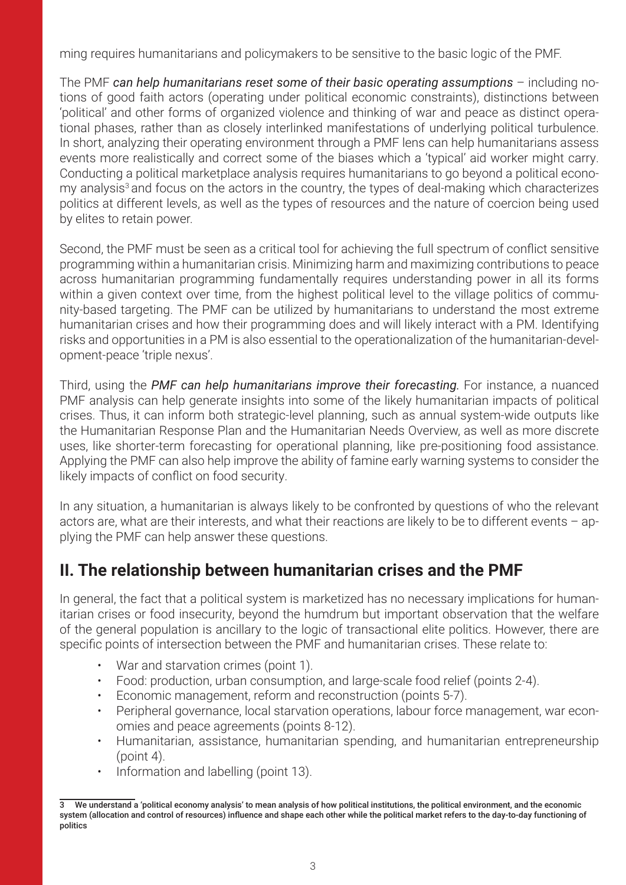ming requires humanitarians and policymakers to be sensitive to the basic logic of the PMF.

The PMF *can help humanitarians reset some of their basic operating assumptions* – including notions of good faith actors (operating under political economic constraints), distinctions between 'political' and other forms of organized violence and thinking of war and peace as distinct operational phases, rather than as closely interlinked manifestations of underlying political turbulence. In short, analyzing their operating environment through a PMF lens can help humanitarians assess events more realistically and correct some of the biases which a 'typical' aid worker might carry. Conducting a political marketplace analysis requires humanitarians to go beyond a political economy analysis[3] and focus on the actors in the country, the types of deal-making which characterizes politics at different levels, as well as the types of resources and the nature of coercion being used by elites to retain power.

Second, the PMF must be seen as a critical tool for achieving the full spectrum of conflict sensitive programming within a humanitarian crisis. Minimizing harm and maximizing contributions to peace across humanitarian programming fundamentally requires understanding power in all its forms within a given context over time, from the highest political level to the village politics of community-based targeting. The PMF can be utilized by humanitarians to understand the most extreme humanitarian crises and how their programming does and will likely interact with a PM. Identifying risks and opportunities in a PM is also essential to the operationalization of the humanitarian-development-peace 'triple nexus'.

Third, using the *PMF can help humanitarians improve their forecasting*. For instance, a nuanced PMF analysis can help generate insights into some of the likely humanitarian impacts of political crises. Thus, it can inform both strategic-level planning, such as annual system-wide outputs like the Humanitarian Response Plan and the Humanitarian Needs Overview, as well as more discrete uses, like shorter-term forecasting for operational planning, like pre-positioning food assistance. Applying the PMF can also help improve the ability of famine early warning systems to consider the likely impacts of conflict on food security.

In any situation, a humanitarian is always likely to be confronted by questions of who the relevant actors are, what are their interests, and what their reactions are likely to be to different events – applying the PMF can help answer these questions.

## II. The relationship between humanitarian crises and the PMF

In general, the fact that a political system is marketized has no necessary implications for humanitarian crises or food insecurity, beyond the humdrum but important observation that the welfare of the general population is ancillary to the logic of transactional elite politics. However, there are specific points of intersection between the PMF and humanitarian crises. These relate to:

- War and starvation crimes (point 1).
- Food: production, urban consumption, and large-scale food relief (points 2-4).
- Economic management, reform and reconstruction (points 5-7).
- Peripheral governance, local starvation operations, labour force management, war economies and peace agreements (points 8-12).
- Humanitarian, assistance, humanitarian spending, and humanitarian entrepreneurship (point 4).
- Information and labelling (point 13).

---

[3] We understand a 'political economy analysis' to mean analysis of how political institutions, the political environment, and the economic system (allocation and control of resources) influence and shape each other while the political market refers to the day-to-day functioning of politics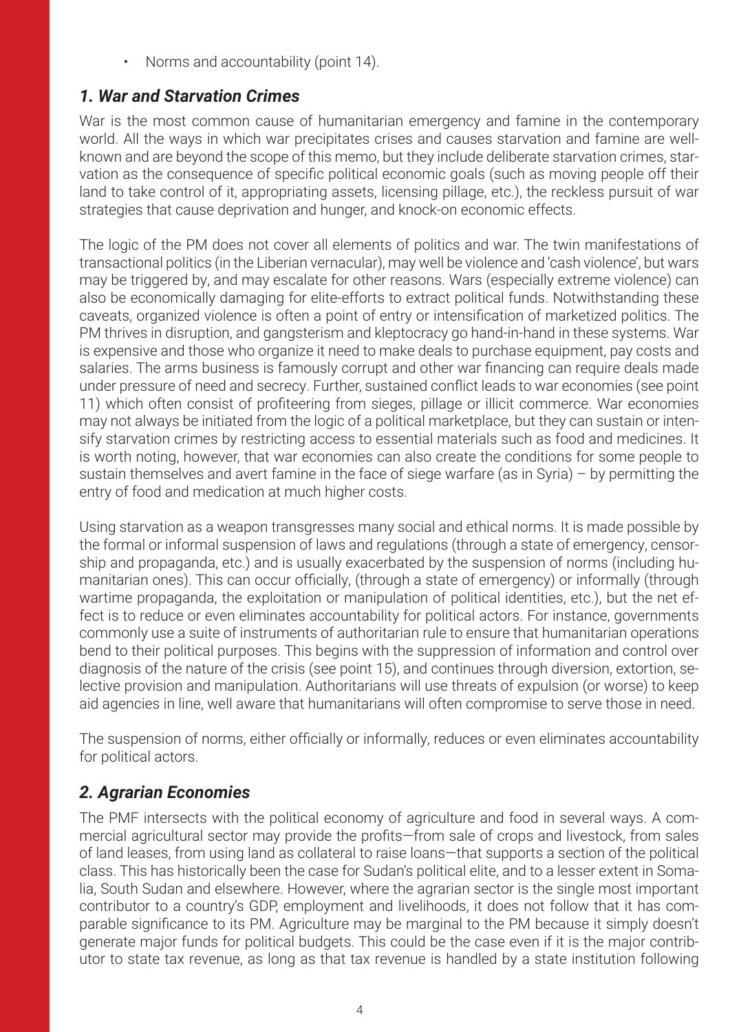- Norms and accountability (point 14).

## *1. War and Starvation Crimes*

War is the most common cause of humanitarian emergency and famine in the contemporary world. All the ways in which war precipitates crises and causes starvation and famine are well-known and are beyond the scope of this memo, but they include deliberate starvation crimes, starvation as the consequence of specific political economic goals (such as moving people off their land to take control of it, appropriating assets, licensing pillage, etc.), the reckless pursuit of war strategies that cause deprivation and hunger, and knock-on economic effects.

The logic of the PM does not cover all elements of politics and war. The twin manifestations of transactional politics (in the Liberian vernacular), may well be violence and 'cash violence', but wars may be triggered by, and may escalate for other reasons. Wars (especially extreme violence) can also be economically damaging for elite-efforts to extract political funds. Notwithstanding these caveats, organized violence is often a point of entry or intensification of marketized politics. The PM thrives in disruption, and gangsterism and kleptocracy go hand-in-hand in these systems. War is expensive and those who organize it need to make deals to purchase equipment, pay costs and salaries. The arms business is famously corrupt and other war financing can require deals made under pressure of need and secrecy. Further, sustained conflict leads to war economies (see point 11) which often consist of profiteering from sieges, pillage or illicit commerce. War economies may not always be initiated from the logic of a political marketplace, but they can sustain or intensify starvation crimes by restricting access to essential materials such as food and medicines. It is worth noting, however, that war economies can also create the conditions for some people to sustain themselves and avert famine in the face of siege warfare (as in Syria) – by permitting the entry of food and medication at much higher costs.

Using starvation as a weapon transgresses many social and ethical norms. It is made possible by the formal or informal suspension of laws and regulations (through a state of emergency, censorship and propaganda, etc.) and is usually exacerbated by the suspension of norms (including humanitarian ones). This can occur officially, (through a state of emergency) or informally (through wartime propaganda, the exploitation or manipulation of political identities, etc.), but the net effect is to reduce or even eliminates accountability for political actors. For instance, governments commonly use a suite of instruments of authoritarian rule to ensure that humanitarian operations bend to their political purposes. This begins with the suppression of information and control over diagnosis of the nature of the crisis (see point 15), and continues through diversion, extortion, selective provision and manipulation. Authoritarians will use threats of expulsion (or worse) to keep aid agencies in line, well aware that humanitarians will often compromise to serve those in need.

The suspension of norms, either officially or informally, reduces or even eliminates accountability for political actors.

## *2. Agrarian Economies*

The PMF intersects with the political economy of agriculture and food in several ways. A commercial agricultural sector may provide the profits—from sale of crops and livestock, from sales of land leases, from using land as collateral to raise loans—that supports a section of the political class. This has historically been the case for Sudan's political elite, and to a lesser extent in Somalia, South Sudan and elsewhere. However, where the agrarian sector is the single most important contributor to a country's GDP, employment and livelihoods, it does not follow that it has comparable significance to its PM. Agriculture may be marginal to the PM because it simply doesn't generate major funds for political budgets. This could be the case even if it is the major contributor to state tax revenue, as long as that tax revenue is handled by a state institution following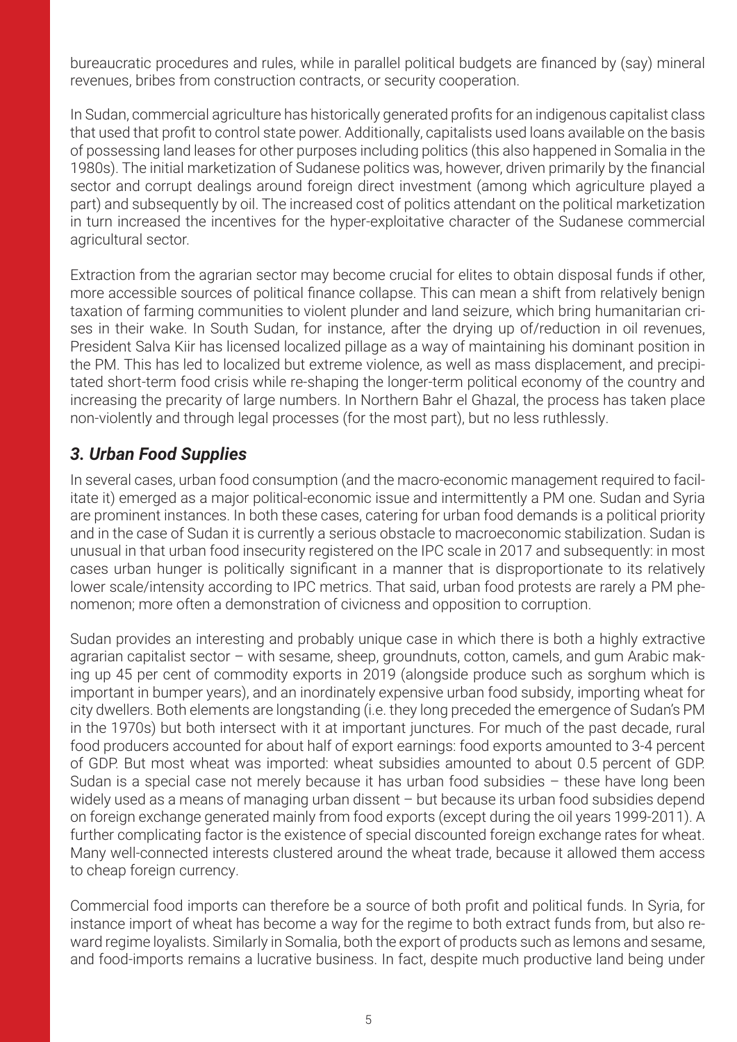bureaucratic procedures and rules, while in parallel political budgets are financed by (say) mineral revenues, bribes from construction contracts, or security cooperation.

In Sudan, commercial agriculture has historically generated profits for an indigenous capitalist class that used that profit to control state power. Additionally, capitalists used loans available on the basis of possessing land leases for other purposes including politics (this also happened in Somalia in the 1980s). The initial marketization of Sudanese politics was, however, driven primarily by the financial sector and corrupt dealings around foreign direct investment (among which agriculture played a part) and subsequently by oil. The increased cost of politics attendant on the political marketization in turn increased the incentives for the hyper-exploitative character of the Sudanese commercial agricultural sector.

Extraction from the agrarian sector may become crucial for elites to obtain disposal funds if other, more accessible sources of political finance collapse. This can mean a shift from relatively benign taxation of farming communities to violent plunder and land seizure, which bring humanitarian crises in their wake. In South Sudan, for instance, after the drying up of/reduction in oil revenues, President Salva Kiir has licensed localized pillage as a way of maintaining his dominant position in the PM. This has led to localized but extreme violence, as well as mass displacement, and precipitated short-term food crisis while re-shaping the longer-term political economy of the country and increasing the precarity of large numbers. In Northern Bahr el Ghazal, the process has taken place non-violently and through legal processes (for the most part), but no less ruthlessly.

### *3. Urban Food Supplies*

In several cases, urban food consumption (and the macro-economic management required to facilitate it) emerged as a major political-economic issue and intermittently a PM one. Sudan and Syria are prominent instances. In both these cases, catering for urban food demands is a political priority and in the case of Sudan it is currently a serious obstacle to macroeconomic stabilization. Sudan is unusual in that urban food insecurity registered on the IPC scale in 2017 and subsequently: in most cases urban hunger is politically significant in a manner that is disproportionate to its relatively lower scale/intensity according to IPC metrics. That said, urban food protests are rarely a PM phenomenon; more often a demonstration of civicness and opposition to corruption.

Sudan provides an interesting and probably unique case in which there is both a highly extractive agrarian capitalist sector – with sesame, sheep, groundnuts, cotton, camels, and gum Arabic making up 45 per cent of commodity exports in 2019 (alongside produce such as sorghum which is important in bumper years), and an inordinately expensive urban food subsidy, importing wheat for city dwellers. Both elements are longstanding (i.e. they long preceded the emergence of Sudan's PM in the 1970s) but both intersect with it at important junctures. For much of the past decade, rural food producers accounted for about half of export earnings: food exports amounted to 3-4 percent of GDP. But most wheat was imported: wheat subsidies amounted to about 0.5 percent of GDP. Sudan is a special case not merely because it has urban food subsidies – these have long been widely used as a means of managing urban dissent – but because its urban food subsidies depend on foreign exchange generated mainly from food exports (except during the oil years 1999-2011). A further complicating factor is the existence of special discounted foreign exchange rates for wheat. Many well-connected interests clustered around the wheat trade, because it allowed them access to cheap foreign currency.

Commercial food imports can therefore be a source of both profit and political funds. In Syria, for instance import of wheat has become a way for the regime to both extract funds from, but also reward regime loyalists. Similarly in Somalia, both the export of products such as lemons and sesame, and food-imports remains a lucrative business. In fact, despite much productive land being under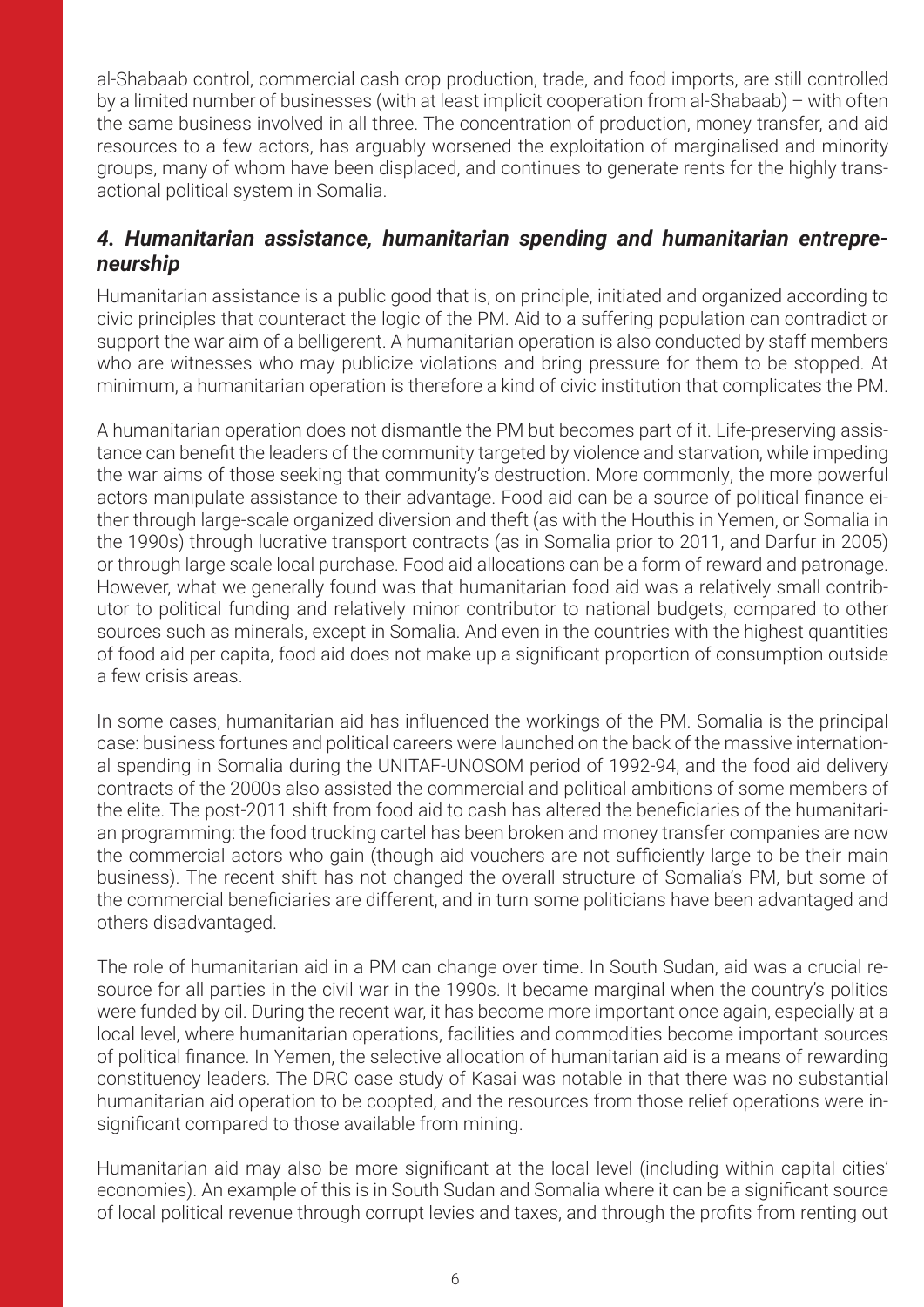al-Shabaab control, commercial cash crop production, trade, and food imports, are still controlled by a limited number of businesses (with at least implicit cooperation from al-Shabaab) – with often the same business involved in all three. The concentration of production, money transfer, and aid resources to a few actors, has arguably worsened the exploitation of marginalised and minority groups, many of whom have been displaced, and continues to generate rents for the highly transactional political system in Somalia.

### *4. Humanitarian assistance, humanitarian spending and humanitarian entrepreneurship*

Humanitarian assistance is a public good that is, on principle, initiated and organized according to civic principles that counteract the logic of the PM. Aid to a suffering population can contradict or support the war aim of a belligerent. A humanitarian operation is also conducted by staff members who are witnesses who may publicize violations and bring pressure for them to be stopped. At minimum, a humanitarian operation is therefore a kind of civic institution that complicates the PM.

A humanitarian operation does not dismantle the PM but becomes part of it. Life-preserving assistance can benefit the leaders of the community targeted by violence and starvation, while impeding the war aims of those seeking that community's destruction. More commonly, the more powerful actors manipulate assistance to their advantage. Food aid can be a source of political finance either through large-scale organized diversion and theft (as with the Houthis in Yemen, or Somalia in the 1990s) through lucrative transport contracts (as in Somalia prior to 2011, and Darfur in 2005) or through large scale local purchase. Food aid allocations can be a form of reward and patronage. However, what we generally found was that humanitarian food aid was a relatively small contributor to political funding and relatively minor contributor to national budgets, compared to other sources such as minerals, except in Somalia. And even in the countries with the highest quantities of food aid per capita, food aid does not make up a significant proportion of consumption outside a few crisis areas.

In some cases, humanitarian aid has influenced the workings of the PM. Somalia is the principal case: business fortunes and political careers were launched on the back of the massive international spending in Somalia during the UNITAF-UNOSOM period of 1992-94, and the food aid delivery contracts of the 2000s also assisted the commercial and political ambitions of some members of the elite. The post-2011 shift from food aid to cash has altered the beneficiaries of the humanitarian programming: the food trucking cartel has been broken and money transfer companies are now the commercial actors who gain (though aid vouchers are not sufficiently large to be their main business). The recent shift has not changed the overall structure of Somalia's PM, but some of the commercial beneficiaries are different, and in turn some politicians have been advantaged and others disadvantaged.

The role of humanitarian aid in a PM can change over time. In South Sudan, aid was a crucial resource for all parties in the civil war in the 1990s. It became marginal when the country's politics were funded by oil. During the recent war, it has become more important once again, especially at a local level, where humanitarian operations, facilities and commodities become important sources of political finance. In Yemen, the selective allocation of humanitarian aid is a means of rewarding constituency leaders. The DRC case study of Kasai was notable in that there was no substantial humanitarian aid operation to be coopted, and the resources from those relief operations were insignificant compared to those available from mining.

Humanitarian aid may also be more significant at the local level (including within capital cities' economies). An example of this is in South Sudan and Somalia where it can be a significant source of local political revenue through corrupt levies and taxes, and through the profits from renting out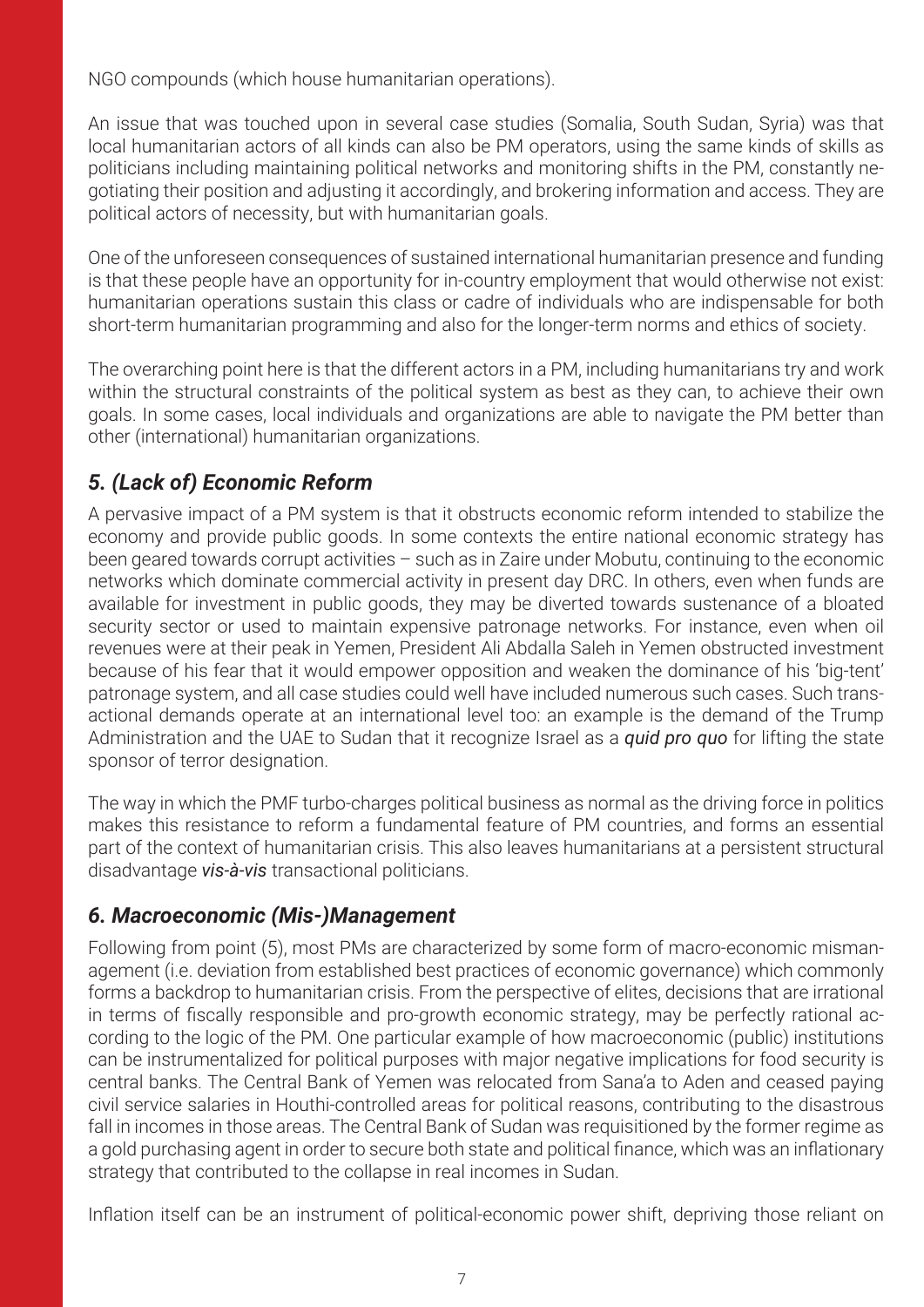NGO compounds (which house humanitarian operations).

An issue that was touched upon in several case studies (Somalia, South Sudan, Syria) was that local humanitarian actors of all kinds can also be PM operators, using the same kinds of skills as politicians including maintaining political networks and monitoring shifts in the PM, constantly negotiating their position and adjusting it accordingly, and brokering information and access. They are political actors of necessity, but with humanitarian goals.

One of the unforeseen consequences of sustained international humanitarian presence and funding is that these people have an opportunity for in-country employment that would otherwise not exist: humanitarian operations sustain this class or cadre of individuals who are indispensable for both short-term humanitarian programming and also for the longer-term norms and ethics of society.

The overarching point here is that the different actors in a PM, including humanitarians try and work within the structural constraints of the political system as best as they can, to achieve their own goals. In some cases, local individuals and organizations are able to navigate the PM better than other (international) humanitarian organizations.

## *5. (Lack of) Economic Reform*

A pervasive impact of a PM system is that it obstructs economic reform intended to stabilize the economy and provide public goods. In some contexts the entire national economic strategy has been geared towards corrupt activities – such as in Zaire under Mobutu, continuing to the economic networks which dominate commercial activity in present day DRC. In others, even when funds are available for investment in public goods, they may be diverted towards sustenance of a bloated security sector or used to maintain expensive patronage networks. For instance, even when oil revenues were at their peak in Yemen, President Ali Abdalla Saleh in Yemen obstructed investment because of his fear that it would empower opposition and weaken the dominance of his 'big-tent' patronage system, and all case studies could well have included numerous such cases. Such transactional demands operate at an international level too: an example is the demand of the Trump Administration and the UAE to Sudan that it recognize Israel as a ***quid pro quo*** for lifting the state sponsor of terror designation.

The way in which the PMF turbo-charges political business as normal as the driving force in politics makes this resistance to reform a fundamental feature of PM countries, and forms an essential part of the context of humanitarian crisis. This also leaves humanitarians at a persistent structural disadvantage ***vis-à-vis*** transactional politicians.

## *6. Macroeconomic (Mis-)Management*

Following from point (5), most PMs are characterized by some form of macro-economic mismanagement (i.e. deviation from established best practices of economic governance) which commonly forms a backdrop to humanitarian crisis. From the perspective of elites, decisions that are irrational in terms of fiscally responsible and pro-growth economic strategy, may be perfectly rational according to the logic of the PM. One particular example of how macroeconomic (public) institutions can be instrumentalized for political purposes with major negative implications for food security is central banks. The Central Bank of Yemen was relocated from Sana'a to Aden and ceased paying civil service salaries in Houthi-controlled areas for political reasons, contributing to the disastrous fall in incomes in those areas. The Central Bank of Sudan was requisitioned by the former regime as a gold purchasing agent in order to secure both state and political finance, which was an inflationary strategy that contributed to the collapse in real incomes in Sudan.

Inflation itself can be an instrument of political-economic power shift, depriving those reliant on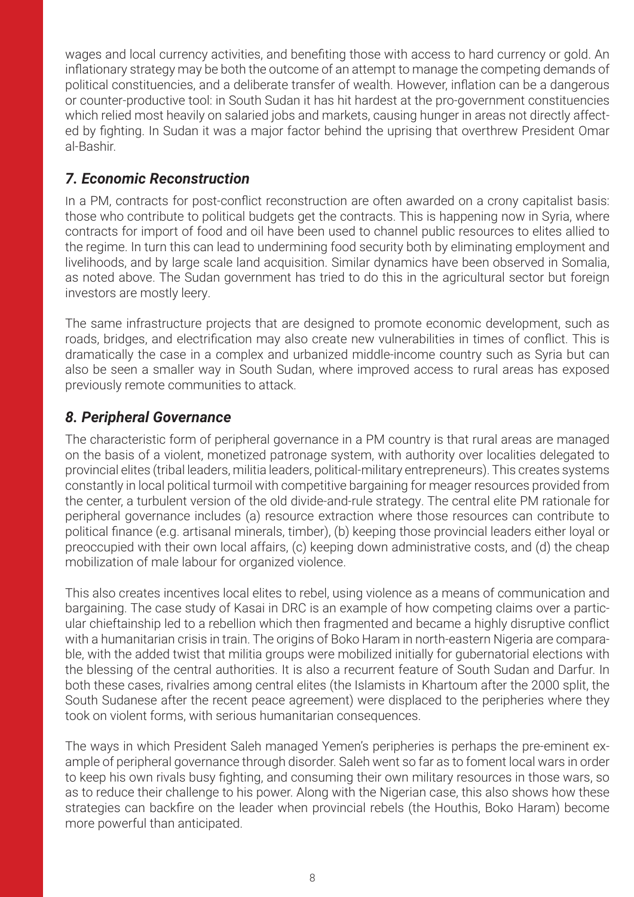wages and local currency activities, and benefiting those with access to hard currency or gold. An inflationary strategy may be both the outcome of an attempt to manage the competing demands of political constituencies, and a deliberate transfer of wealth. However, inflation can be a dangerous or counter-productive tool: in South Sudan it has hit hardest at the pro-government constituencies which relied most heavily on salaried jobs and markets, causing hunger in areas not directly affected by fighting. In Sudan it was a major factor behind the uprising that overthrew President Omar al-Bashir.

### *7. Economic Reconstruction*

In a PM, contracts for post-conflict reconstruction are often awarded on a crony capitalist basis: those who contribute to political budgets get the contracts. This is happening now in Syria, where contracts for import of food and oil have been used to channel public resources to elites allied to the regime. In turn this can lead to undermining food security both by eliminating employment and livelihoods, and by large scale land acquisition. Similar dynamics have been observed in Somalia, as noted above. The Sudan government has tried to do this in the agricultural sector but foreign investors are mostly leery.

The same infrastructure projects that are designed to promote economic development, such as roads, bridges, and electrification may also create new vulnerabilities in times of conflict. This is dramatically the case in a complex and urbanized middle-income country such as Syria but can also be seen a smaller way in South Sudan, where improved access to rural areas has exposed previously remote communities to attack.

### *8. Peripheral Governance*

The characteristic form of peripheral governance in a PM country is that rural areas are managed on the basis of a violent, monetized patronage system, with authority over localities delegated to provincial elites (tribal leaders, militia leaders, political-military entrepreneurs). This creates systems constantly in local political turmoil with competitive bargaining for meager resources provided from the center, a turbulent version of the old divide-and-rule strategy. The central elite PM rationale for peripheral governance includes (a) resource extraction where those resources can contribute to political finance (e.g. artisanal minerals, timber), (b) keeping those provincial leaders either loyal or preoccupied with their own local affairs, (c) keeping down administrative costs, and (d) the cheap mobilization of male labour for organized violence.

This also creates incentives local elites to rebel, using violence as a means of communication and bargaining. The case study of Kasai in DRC is an example of how competing claims over a particular chieftainship led to a rebellion which then fragmented and became a highly disruptive conflict with a humanitarian crisis in train. The origins of Boko Haram in north-eastern Nigeria are comparable, with the added twist that militia groups were mobilized initially for gubernatorial elections with the blessing of the central authorities. It is also a recurrent feature of South Sudan and Darfur. In both these cases, rivalries among central elites (the Islamists in Khartoum after the 2000 split, the South Sudanese after the recent peace agreement) were displaced to the peripheries where they took on violent forms, with serious humanitarian consequences.

The ways in which President Saleh managed Yemen's peripheries is perhaps the pre-eminent example of peripheral governance through disorder. Saleh went so far as to foment local wars in order to keep his own rivals busy fighting, and consuming their own military resources in those wars, so as to reduce their challenge to his power. Along with the Nigerian case, this also shows how these strategies can backfire on the leader when provincial rebels (the Houthis, Boko Haram) become more powerful than anticipated.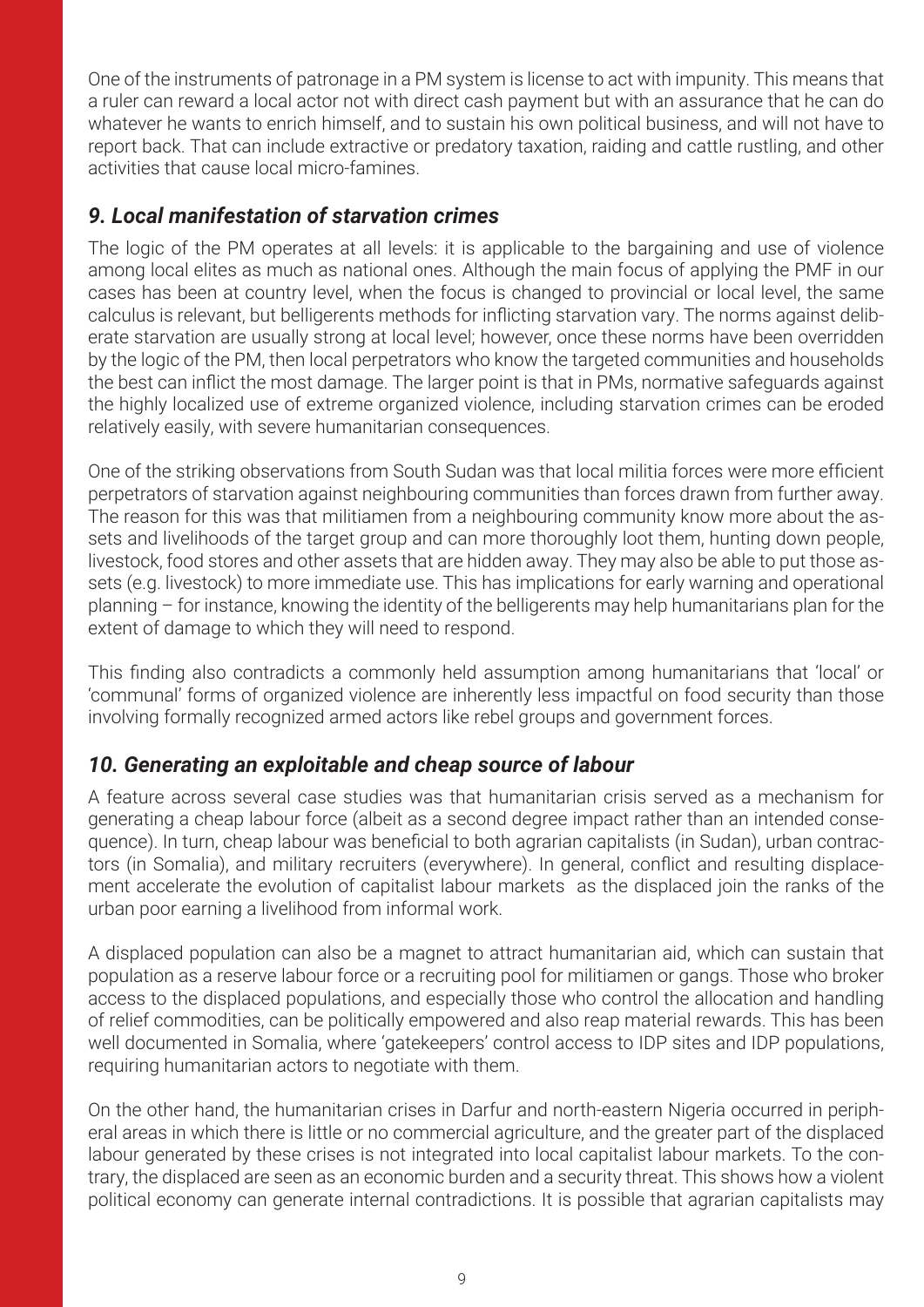One of the instruments of patronage in a PM system is license to act with impunity. This means that a ruler can reward a local actor not with direct cash payment but with an assurance that he can do whatever he wants to enrich himself, and to sustain his own political business, and will not have to report back. That can include extractive or predatory taxation, raiding and cattle rustling, and other activities that cause local micro-famines.

### *9. Local manifestation of starvation crimes*

The logic of the PM operates at all levels: it is applicable to the bargaining and use of violence among local elites as much as national ones. Although the main focus of applying the PMF in our cases has been at country level, when the focus is changed to provincial or local level, the same calculus is relevant, but belligerents methods for inflicting starvation vary. The norms against deliberate starvation are usually strong at local level; however, once these norms have been overridden by the logic of the PM, then local perpetrators who know the targeted communities and households the best can inflict the most damage. The larger point is that in PMs, normative safeguards against the highly localized use of extreme organized violence, including starvation crimes can be eroded relatively easily, with severe humanitarian consequences.

One of the striking observations from South Sudan was that local militia forces were more efficient perpetrators of starvation against neighbouring communities than forces drawn from further away. The reason for this was that militiamen from a neighbouring community know more about the assets and livelihoods of the target group and can more thoroughly loot them, hunting down people, livestock, food stores and other assets that are hidden away. They may also be able to put those assets (e.g. livestock) to more immediate use. This has implications for early warning and operational planning – for instance, knowing the identity of the belligerents may help humanitarians plan for the extent of damage to which they will need to respond.

This finding also contradicts a commonly held assumption among humanitarians that 'local' or 'communal' forms of organized violence are inherently less impactful on food security than those involving formally recognized armed actors like rebel groups and government forces.

### *10. Generating an exploitable and cheap source of labour*

A feature across several case studies was that humanitarian crisis served as a mechanism for generating a cheap labour force (albeit as a second degree impact rather than an intended consequence). In turn, cheap labour was beneficial to both agrarian capitalists (in Sudan), urban contractors (in Somalia), and military recruiters (everywhere). In general, conflict and resulting displacement accelerate the evolution of capitalist labour markets as the displaced join the ranks of the urban poor earning a livelihood from informal work.

A displaced population can also be a magnet to attract humanitarian aid, which can sustain that population as a reserve labour force or a recruiting pool for militiamen or gangs. Those who broker access to the displaced populations, and especially those who control the allocation and handling of relief commodities, can be politically empowered and also reap material rewards. This has been well documented in Somalia, where 'gatekeepers' control access to IDP sites and IDP populations, requiring humanitarian actors to negotiate with them.

On the other hand, the humanitarian crises in Darfur and north-eastern Nigeria occurred in peripheral areas in which there is little or no commercial agriculture, and the greater part of the displaced labour generated by these crises is not integrated into local capitalist labour markets. To the contrary, the displaced are seen as an economic burden and a security threat. This shows how a violent political economy can generate internal contradictions. It is possible that agrarian capitalists may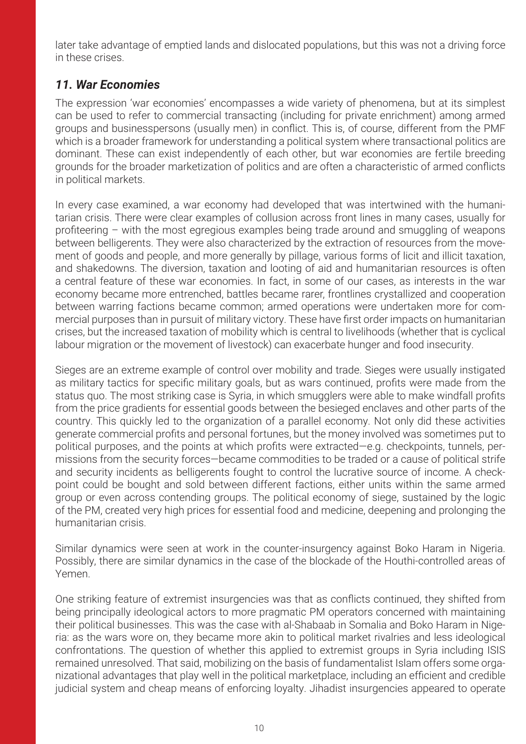later take advantage of emptied lands and dislocated populations, but this was not a driving force in these crises.

## *11. War Economies*

The expression 'war economies' encompasses a wide variety of phenomena, but at its simplest can be used to refer to commercial transacting (including for private enrichment) among armed groups and businesspersons (usually men) in conflict. This is, of course, different from the PMF which is a broader framework for understanding a political system where transactional politics are dominant. These can exist independently of each other, but war economies are fertile breeding grounds for the broader marketization of politics and are often a characteristic of armed conflicts in political markets.

In every case examined, a war economy had developed that was intertwined with the humanitarian crisis. There were clear examples of collusion across front lines in many cases, usually for profiteering – with the most egregious examples being trade around and smuggling of weapons between belligerents. They were also characterized by the extraction of resources from the movement of goods and people, and more generally by pillage, various forms of licit and illicit taxation, and shakedowns. The diversion, taxation and looting of aid and humanitarian resources is often a central feature of these war economies. In fact, in some of our cases, as interests in the war economy became more entrenched, battles became rarer, frontlines crystallized and cooperation between warring factions became common; armed operations were undertaken more for commercial purposes than in pursuit of military victory. These have first order impacts on humanitarian crises, but the increased taxation of mobility which is central to livelihoods (whether that is cyclical labour migration or the movement of livestock) can exacerbate hunger and food insecurity.

Sieges are an extreme example of control over mobility and trade. Sieges were usually instigated as military tactics for specific military goals, but as wars continued, profits were made from the status quo. The most striking case is Syria, in which smugglers were able to make windfall profits from the price gradients for essential goods between the besieged enclaves and other parts of the country. This quickly led to the organization of a parallel economy. Not only did these activities generate commercial profits and personal fortunes, but the money involved was sometimes put to political purposes, and the points at which profits were extracted—e.g. checkpoints, tunnels, permissions from the security forces—became commodities to be traded or a cause of political strife and security incidents as belligerents fought to control the lucrative source of income. A checkpoint could be bought and sold between different factions, either units within the same armed group or even across contending groups. The political economy of siege, sustained by the logic of the PM, created very high prices for essential food and medicine, deepening and prolonging the humanitarian crisis.

Similar dynamics were seen at work in the counter-insurgency against Boko Haram in Nigeria. Possibly, there are similar dynamics in the case of the blockade of the Houthi-controlled areas of Yemen.

One striking feature of extremist insurgencies was that as conflicts continued, they shifted from being principally ideological actors to more pragmatic PM operators concerned with maintaining their political businesses. This was the case with al-Shabaab in Somalia and Boko Haram in Nigeria: as the wars wore on, they became more akin to political market rivalries and less ideological confrontations. The question of whether this applied to extremist groups in Syria including ISIS remained unresolved. That said, mobilizing on the basis of fundamentalist Islam offers some organizational advantages that play well in the political marketplace, including an efficient and credible judicial system and cheap means of enforcing loyalty. Jihadist insurgencies appeared to operate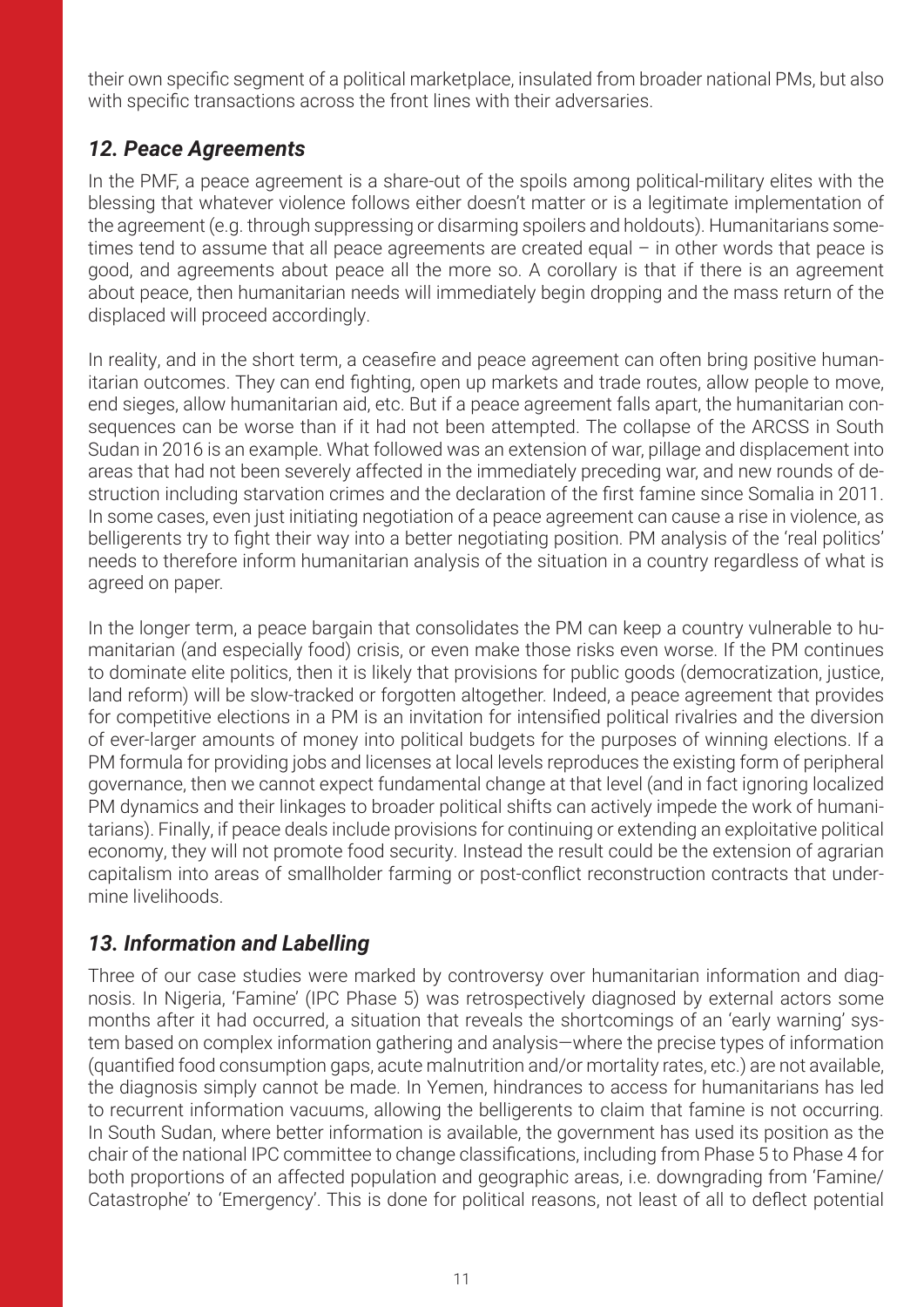their own specific segment of a political marketplace, insulated from broader national PMs, but also with specific transactions across the front lines with their adversaries.

### *12. Peace Agreements*

In the PMF, a peace agreement is a share-out of the spoils among political-military elites with the blessing that whatever violence follows either doesn't matter or is a legitimate implementation of the agreement (e.g. through suppressing or disarming spoilers and holdouts). Humanitarians sometimes tend to assume that all peace agreements are created equal – in other words that peace is good, and agreements about peace all the more so. A corollary is that if there is an agreement about peace, then humanitarian needs will immediately begin dropping and the mass return of the displaced will proceed accordingly.

In reality, and in the short term, a ceasefire and peace agreement can often bring positive humanitarian outcomes. They can end fighting, open up markets and trade routes, allow people to move, end sieges, allow humanitarian aid, etc. But if a peace agreement falls apart, the humanitarian consequences can be worse than if it had not been attempted. The collapse of the ARCSS in South Sudan in 2016 is an example. What followed was an extension of war, pillage and displacement into areas that had not been severely affected in the immediately preceding war, and new rounds of destruction including starvation crimes and the declaration of the first famine since Somalia in 2011. In some cases, even just initiating negotiation of a peace agreement can cause a rise in violence, as belligerents try to fight their way into a better negotiating position. PM analysis of the 'real politics' needs to therefore inform humanitarian analysis of the situation in a country regardless of what is agreed on paper.

In the longer term, a peace bargain that consolidates the PM can keep a country vulnerable to humanitarian (and especially food) crisis, or even make those risks even worse. If the PM continues to dominate elite politics, then it is likely that provisions for public goods (democratization, justice, land reform) will be slow-tracked or forgotten altogether. Indeed, a peace agreement that provides for competitive elections in a PM is an invitation for intensified political rivalries and the diversion of ever-larger amounts of money into political budgets for the purposes of winning elections. If a PM formula for providing jobs and licenses at local levels reproduces the existing form of peripheral governance, then we cannot expect fundamental change at that level (and in fact ignoring localized PM dynamics and their linkages to broader political shifts can actively impede the work of humanitarians). Finally, if peace deals include provisions for continuing or extending an exploitative political economy, they will not promote food security. Instead the result could be the extension of agrarian capitalism into areas of smallholder farming or post-conflict reconstruction contracts that undermine livelihoods.

### *13. Information and Labelling*

Three of our case studies were marked by controversy over humanitarian information and diagnosis. In Nigeria, 'Famine' (IPC Phase 5) was retrospectively diagnosed by external actors some months after it had occurred, a situation that reveals the shortcomings of an 'early warning' system based on complex information gathering and analysis—where the precise types of information (quantified food consumption gaps, acute malnutrition and/or mortality rates, etc.) are not available, the diagnosis simply cannot be made. In Yemen, hindrances to access for humanitarians has led to recurrent information vacuums, allowing the belligerents to claim that famine is not occurring. In South Sudan, where better information is available, the government has used its position as the chair of the national IPC committee to change classifications, including from Phase 5 to Phase 4 for both proportions of an affected population and geographic areas, i.e. downgrading from 'Famine/Catastrophe' to 'Emergency'. This is done for political reasons, not least of all to deflect potential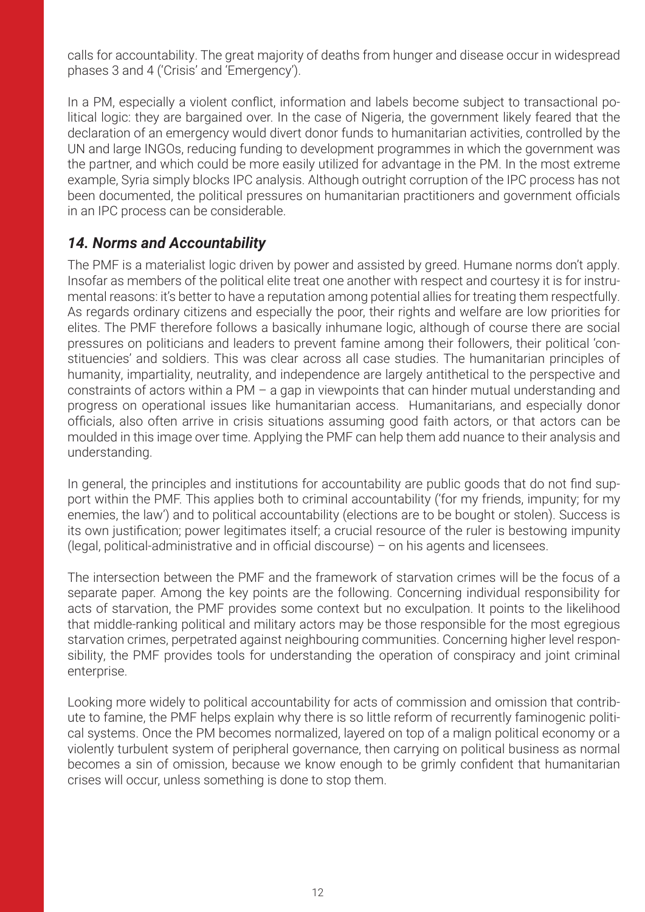calls for accountability. The great majority of deaths from hunger and disease occur in widespread phases 3 and 4 ('Crisis' and 'Emergency').

In a PM, especially a violent conflict, information and labels become subject to transactional political logic: they are bargained over. In the case of Nigeria, the government likely feared that the declaration of an emergency would divert donor funds to humanitarian activities, controlled by the UN and large INGOs, reducing funding to development programmes in which the government was the partner, and which could be more easily utilized for advantage in the PM. In the most extreme example, Syria simply blocks IPC analysis. Although outright corruption of the IPC process has not been documented, the political pressures on humanitarian practitioners and government officials in an IPC process can be considerable.

## *14. Norms and Accountability*

The PMF is a materialist logic driven by power and assisted by greed. Humane norms don't apply. Insofar as members of the political elite treat one another with respect and courtesy it is for instrumental reasons: it's better to have a reputation among potential allies for treating them respectfully. As regards ordinary citizens and especially the poor, their rights and welfare are low priorities for elites. The PMF therefore follows a basically inhumane logic, although of course there are social pressures on politicians and leaders to prevent famine among their followers, their political 'constituencies' and soldiers. This was clear across all case studies. The humanitarian principles of humanity, impartiality, neutrality, and independence are largely antithetical to the perspective and constraints of actors within a PM – a gap in viewpoints that can hinder mutual understanding and progress on operational issues like humanitarian access. Humanitarians, and especially donor officials, also often arrive in crisis situations assuming good faith actors, or that actors can be moulded in this image over time. Applying the PMF can help them add nuance to their analysis and understanding.

In general, the principles and institutions for accountability are public goods that do not find support within the PMF. This applies both to criminal accountability ('for my friends, impunity; for my enemies, the law') and to political accountability (elections are to be bought or stolen). Success is its own justification; power legitimates itself; a crucial resource of the ruler is bestowing impunity (legal, political-administrative and in official discourse) – on his agents and licensees.

The intersection between the PMF and the framework of starvation crimes will be the focus of a separate paper. Among the key points are the following. Concerning individual responsibility for acts of starvation, the PMF provides some context but no exculpation. It points to the likelihood that middle-ranking political and military actors may be those responsible for the most egregious starvation crimes, perpetrated against neighbouring communities. Concerning higher level responsibility, the PMF provides tools for understanding the operation of conspiracy and joint criminal enterprise.

Looking more widely to political accountability for acts of commission and omission that contribute to famine, the PMF helps explain why there is so little reform of recurrently faminogenic political systems. Once the PM becomes normalized, layered on top of a malign political economy or a violently turbulent system of peripheral governance, then carrying on political business as normal becomes a sin of omission, because we know enough to be grimly confident that humanitarian crises will occur, unless something is done to stop them.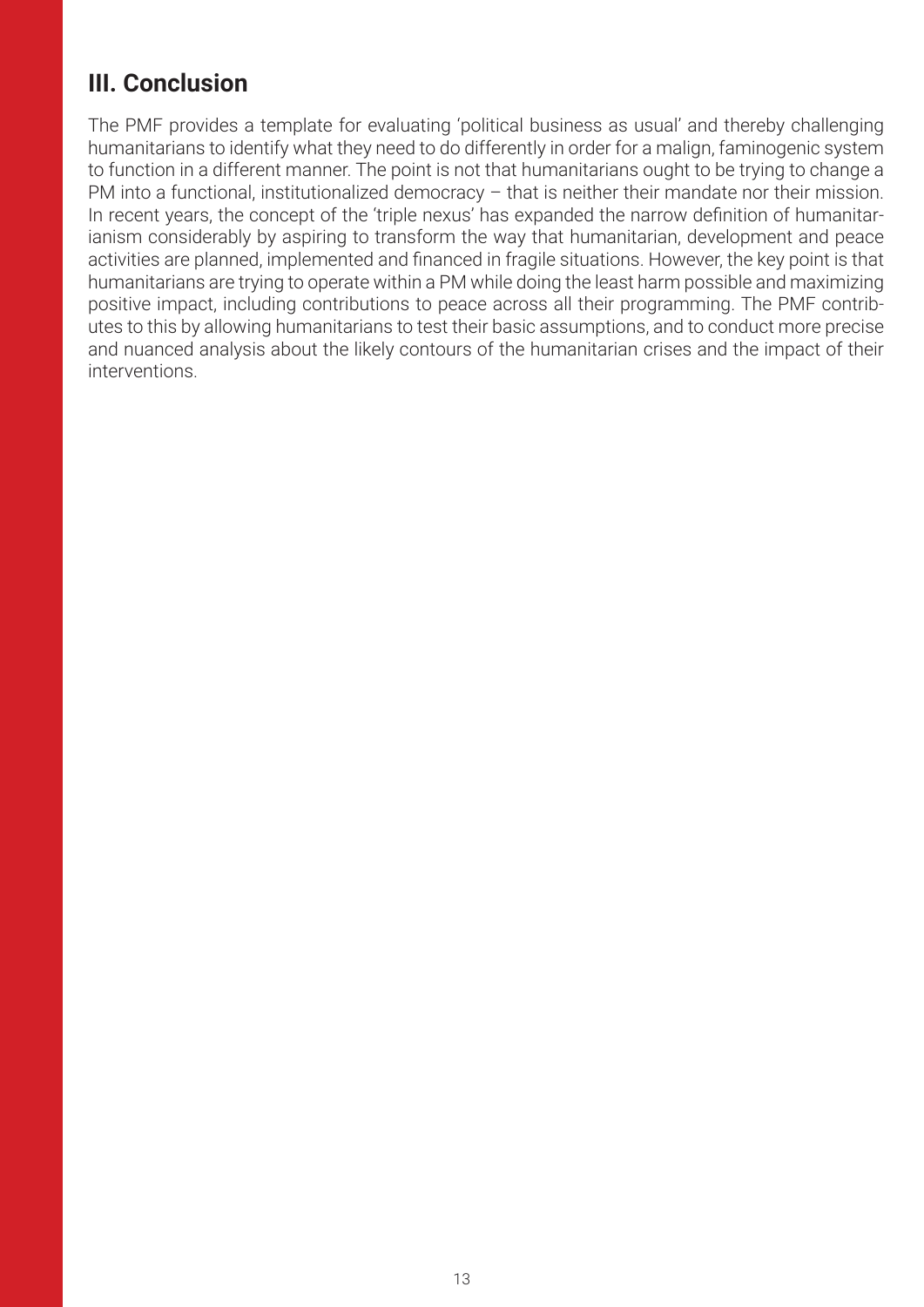## III. Conclusion

The PMF provides a template for evaluating 'political business as usual' and thereby challenging humanitarians to identify what they need to do differently in order for a malign, faminogenic system to function in a different manner. The point is not that humanitarians ought to be trying to change a PM into a functional, institutionalized democracy – that is neither their mandate nor their mission. In recent years, the concept of the 'triple nexus' has expanded the narrow definition of humanitarianism considerably by aspiring to transform the way that humanitarian, development and peace activities are planned, implemented and financed in fragile situations. However, the key point is that humanitarians are trying to operate within a PM while doing the least harm possible and maximizing positive impact, including contributions to peace across all their programming. The PMF contributes to this by allowing humanitarians to test their basic assumptions, and to conduct more precise and nuanced analysis about the likely contours of the humanitarian crises and the impact of their interventions.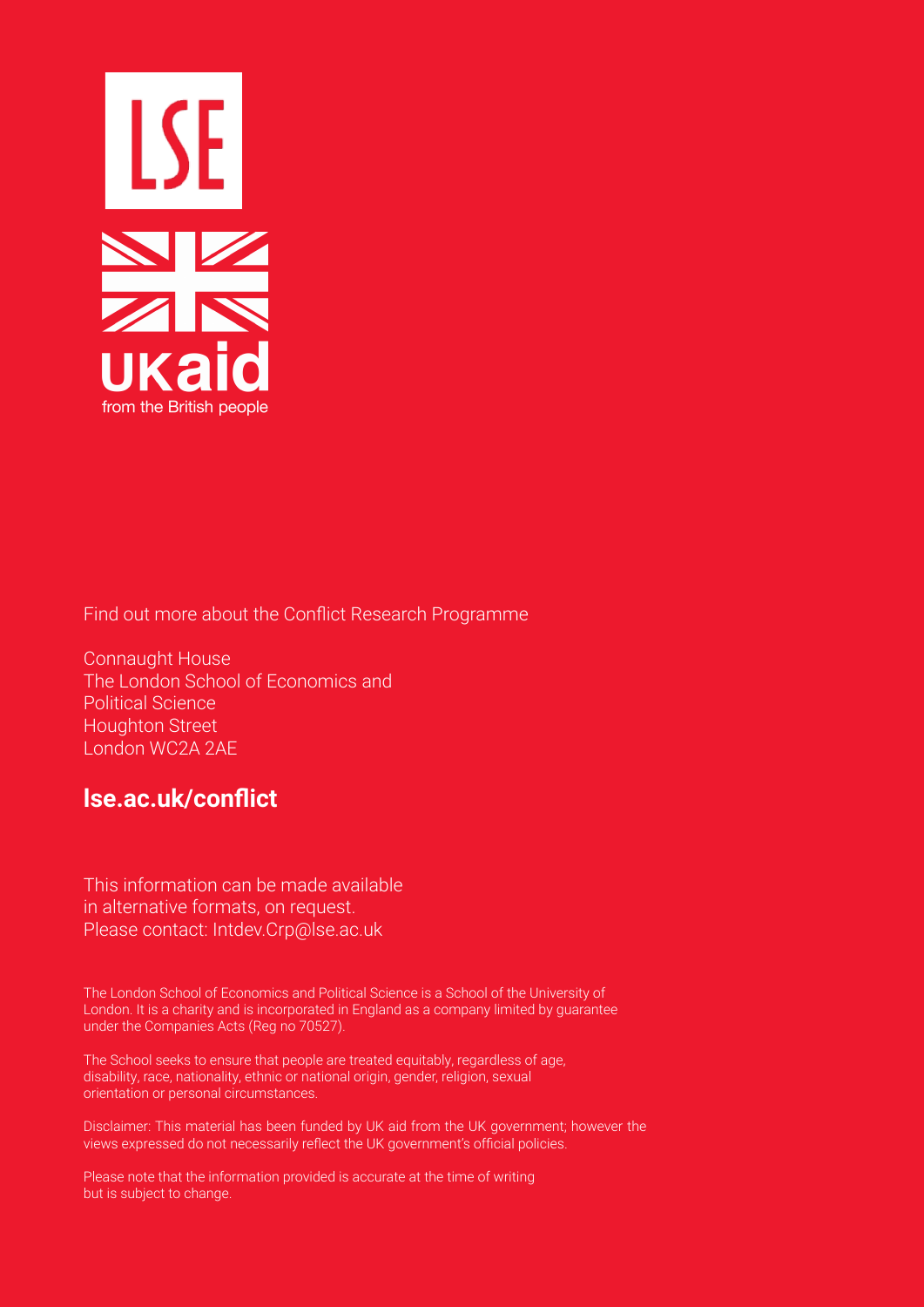Find out more about the Conflict Research Programme

Connaught House
The London School of Economics and
Political Science
Houghton Street
London WC2A 2AE

**lse.ac.uk/conflict**

This information can be made available
in alternative formats, on request.
Please contact: Intdev.Crp@lse.ac.uk

The London School of Economics and Political Science is a School of the University of London. It is a charity and is incorporated in England as a company limited by guarantee under the Companies Acts (Reg no 70527).

The School seeks to ensure that people are treated equitably, regardless of age, disability, race, nationality, ethnic or national origin, gender, religion, sexual orientation or personal circumstances.

Disclaimer: This material has been funded by UK aid from the UK government; however the views expressed do not necessarily reflect the UK government's official policies.

Please note that the information provided is accurate at the time of writing but is subject to change.